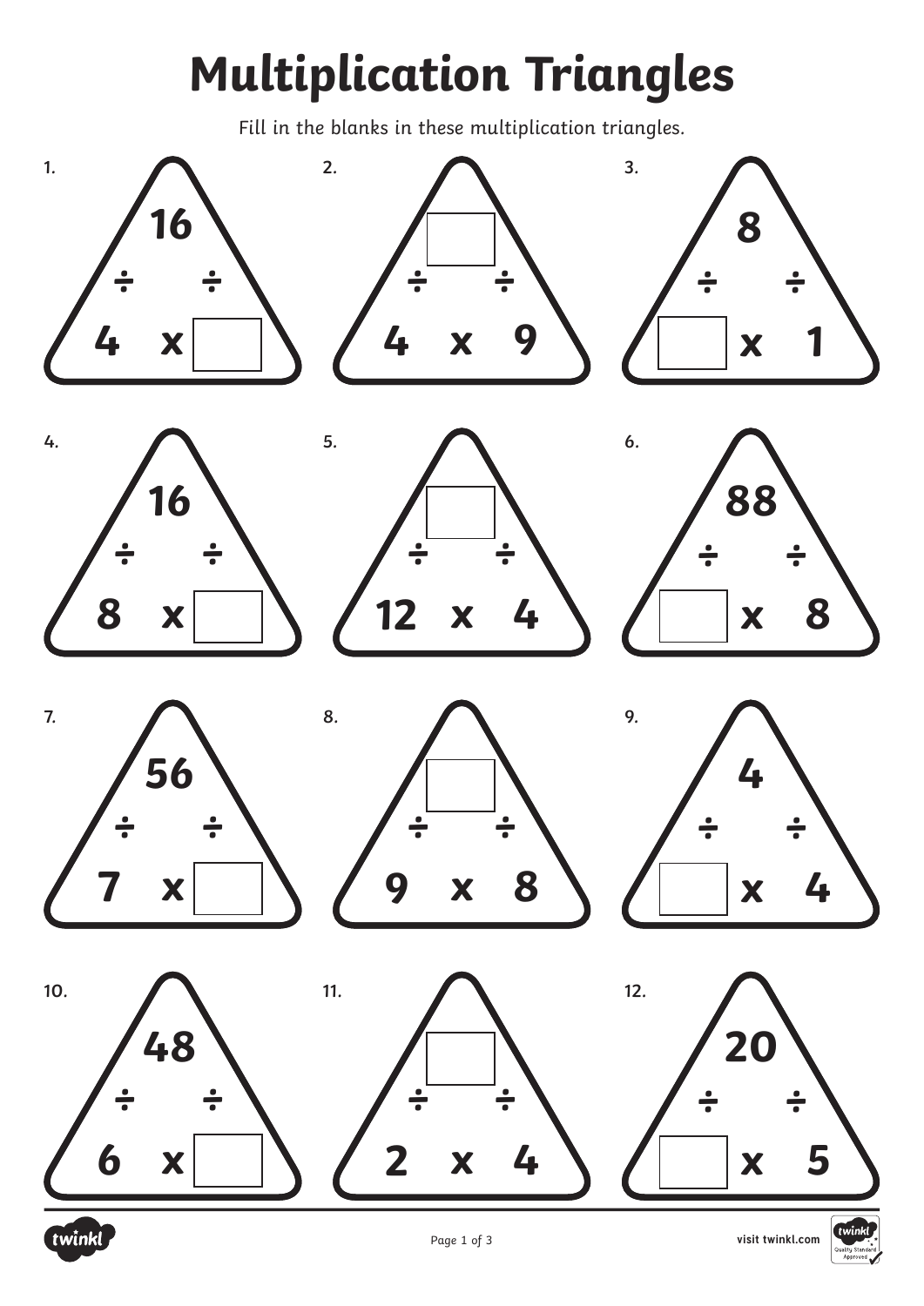# Multiplication Triangles

*Fill in the blanks in these multiplication triangles.*

1. 16 ÷ ÷ 4 x ☐

2. ☐ ÷ ÷ 4 x 9

3. 8 ÷ ÷ ☐ x 1

4. 16 ÷ ÷ 8 x ☐

5. ☐ ÷ ÷ 12 x 4

6. 88 ÷ ÷ ☐ x 8

7. 56 ÷ ÷ 7 x ☐

8. ☐ ÷ ÷ 9 x 8

9. 4 ÷ ÷ ☐ x 4

10. 48 ÷ ÷ 6 x ☐

11. ☐ ÷ ÷ 2 x 4

12. 20 ÷ ÷ ☐ x 5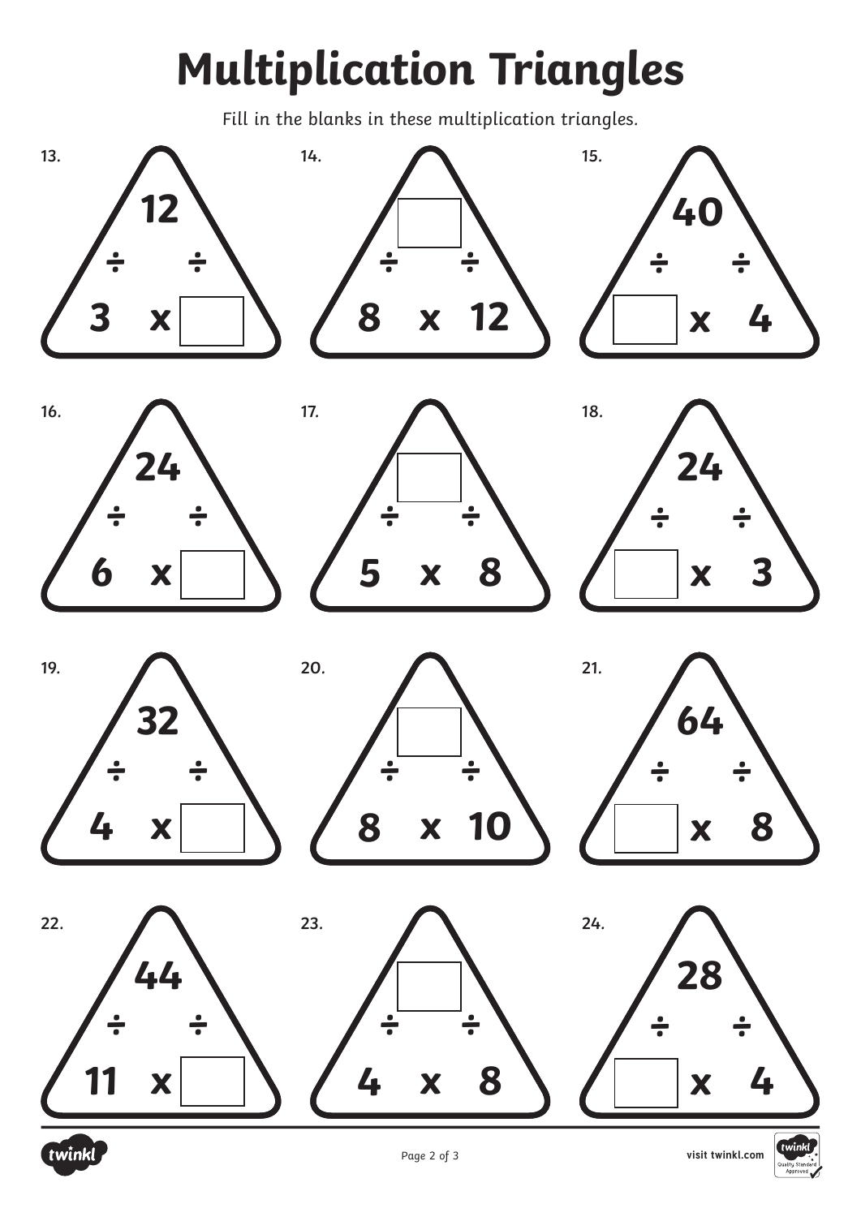# Multiplication Triangles

*Fill in the blanks in these multiplication triangles.*

**13.**

12

÷ ÷

3 x ☐

**14.**

☐

÷ ÷

8 x 12

**15.**

40

÷ ÷

☐ x 4

**16.**

24

÷ ÷

6 x ☐

**17.**

☐

÷ ÷

5 x 8

**18.**

24

÷ ÷

☐ x 3

**19.**

32

÷ ÷

4 x ☐

**20.**

☐

÷ ÷

8 x 10

**21.**

64

÷ ÷

☐ x 8

**22.**

44

÷ ÷

11 x ☐

**23.**

☐

÷ ÷

4 x 8

**24.**

28

÷ ÷

☐ x 4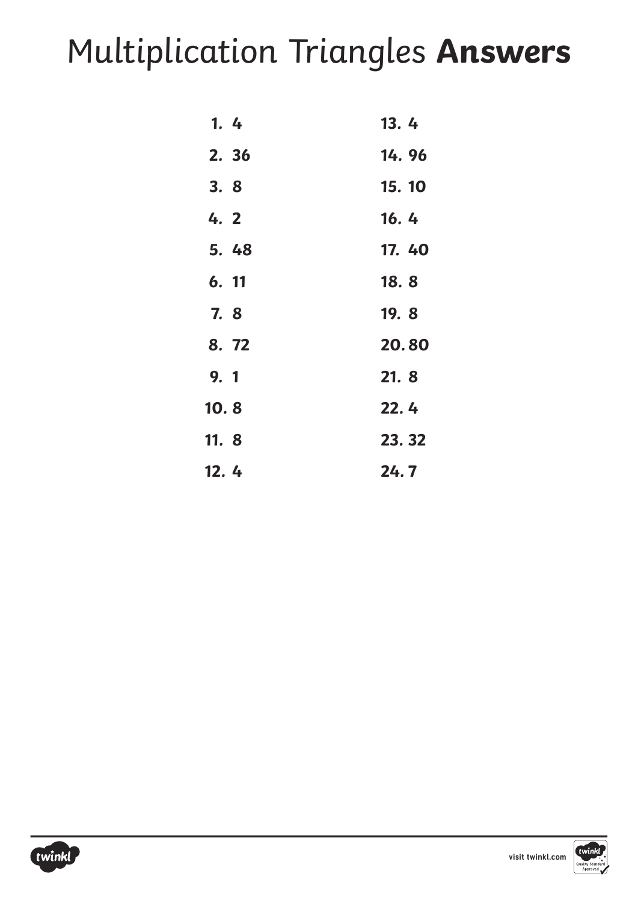# Multiplication Triangles **Answers**

**1.** 4
**2.** 36
**3.** 8
**4.** 2
**5.** 48
**6.** 11
**7.** 8
**8.** 72
**9.** 1
**10.** 8
**11.** 8
**12.** 4
**13.** 4
**14.** 96
**15.** 10
**16.** 4
**17.** 40
**18.** 8
**19.** 8
**20.** 80
**21.** 8
**22.** 4
**23.** 32
**24.** 7